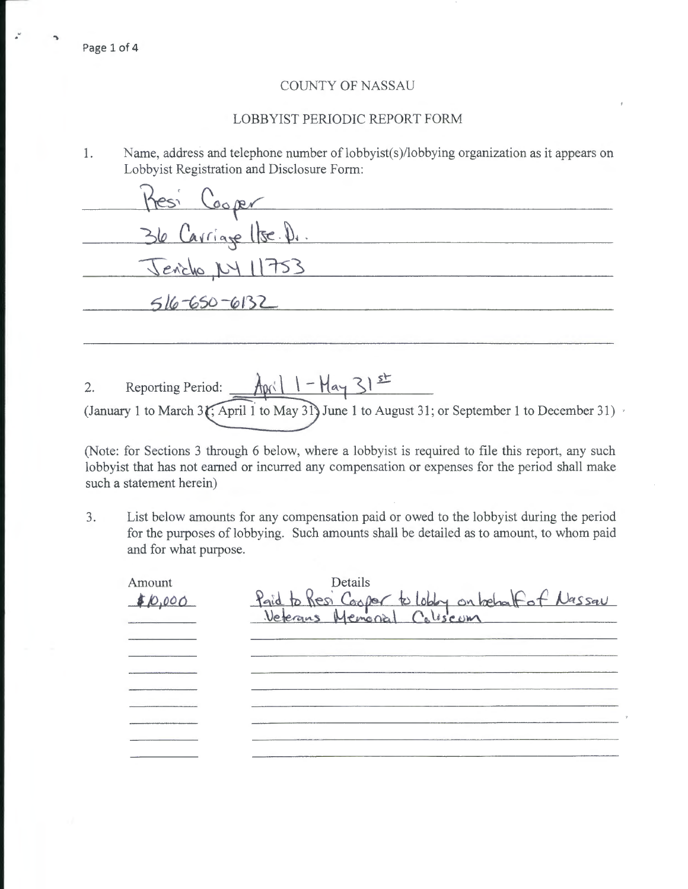COUNTY OF NASSAU

LOBBYIST PERIODIC REPORT FORM

1. Name, address and telephone number of lobbyist(s)/lobbying organization as it appears on Lobbyist Registration and Disclosure Form:

Resi Cooper
36 Carriage Hse. Dr.
Jericho, NY 11753
516-650-6132

2. Reporting Period: April 1 - May 31st

(January 1 to March 31; April 1 to May 31; June 1 to August 31; or September 1 to December 31)

(Note: for Sections 3 through 6 below, where a lobbyist is required to file this report, any such lobbyist that has not earned or incurred any compensation or expenses for the period shall make such a statement herein)

3. List below amounts for any compensation paid or owed to the lobbyist during the period for the purposes of lobbying. Such amounts shall be detailed as to amount, to whom paid and for what purpose.

| Amount | Details |
| --- | --- |
| $10,000 | Paid to Resi Cooper to lobby on behalf of Nassau Veterans Memorial Coliseum |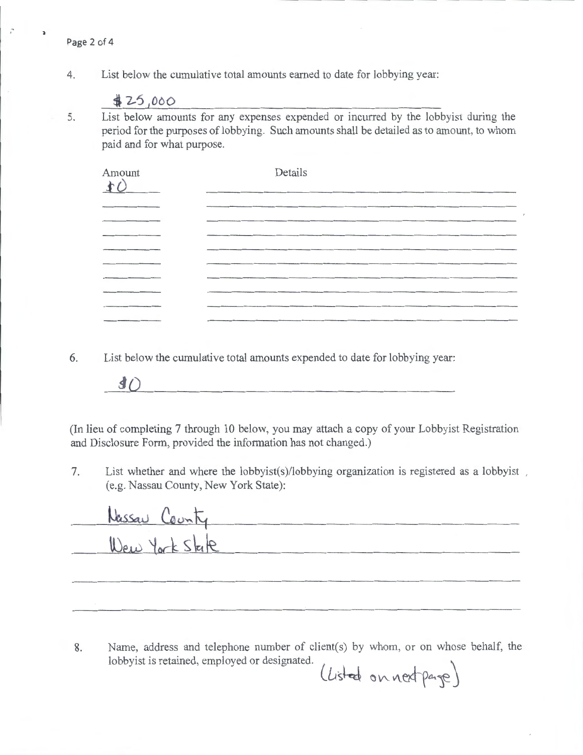4. List below the cumulative total amounts earned to date for lobbying year:

   $25,000

5. List below amounts for any expenses expended or incurred by the lobbyist during the period for the purposes of lobbying. Such amounts shall be detailed as to amount, to whom paid and for what purpose.

| Amount | Details |
|---|---|
| $0 | |

6. List below the cumulative total amounts expended to date for lobbying year:

   $0

(In lieu of completing 7 through 10 below, you may attach a copy of your Lobbyist Registration and Disclosure Form, provided the information has not changed.)

7. List whether and where the lobbyist(s)/lobbying organization is registered as a lobbyist (e.g. Nassau County, New York State):

   Nassau County
   New York State

8. Name, address and telephone number of client(s) by whom, or on whose behalf, the lobbyist is retained, employed or designated. (Listed on next page)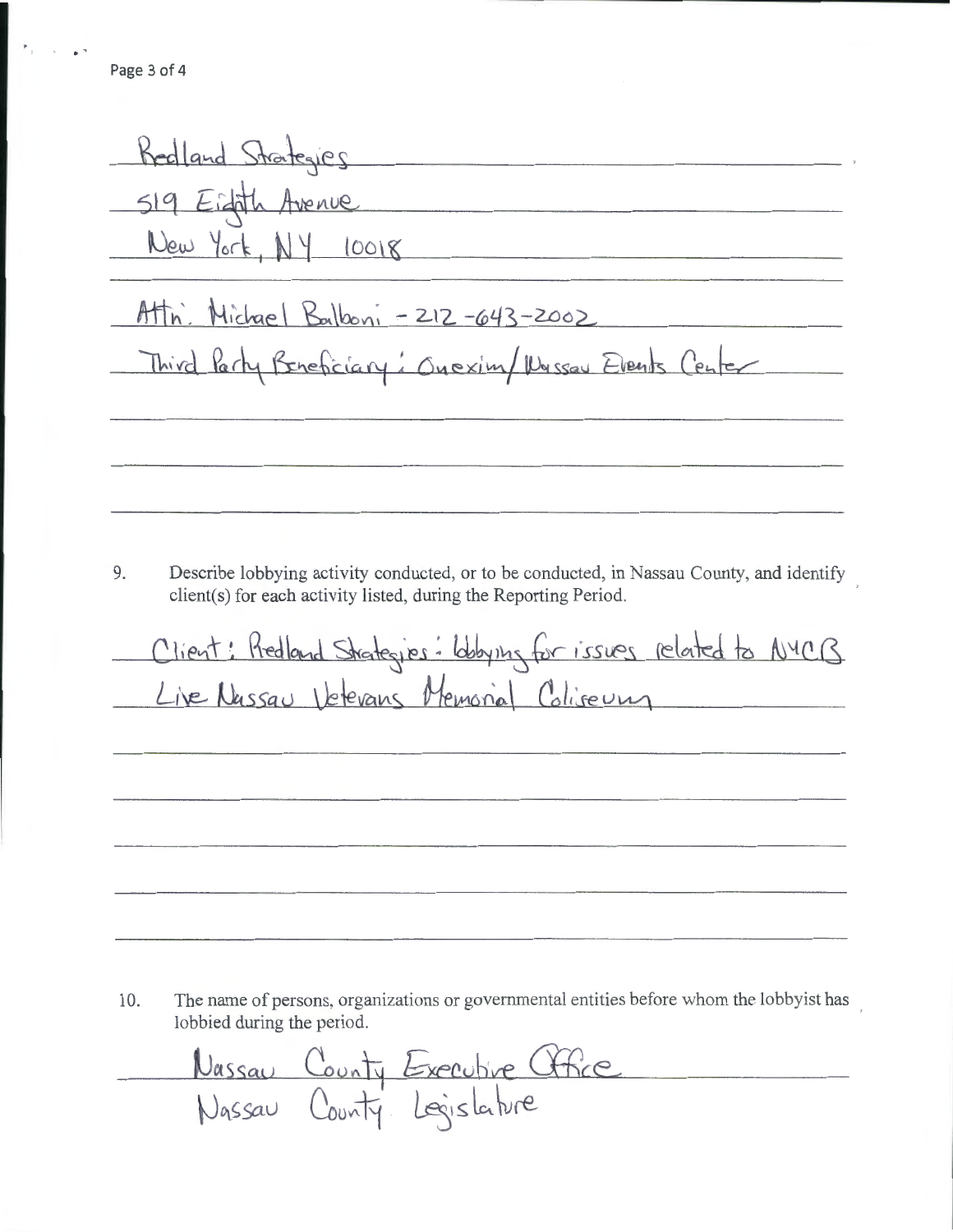Redland Strategies
519 Eighth Avenue
New York, NY 10018

Attn: Michael Balboni - 212-643-2002
Third Party Beneficiary: Onexim/Nassau Events Center

9. Describe lobbying activity conducted, or to be conducted, in Nassau County, and identify client(s) for each activity listed, during the Reporting Period.

Client: Redland Strategies: lobbying for issues related to NYCB Live Nassau Veterans Memorial Coliseum

10. The name of persons, organizations or governmental entities before whom the lobbyist has lobbied during the period.

Nassau County Executive Office
Nassau County Legislature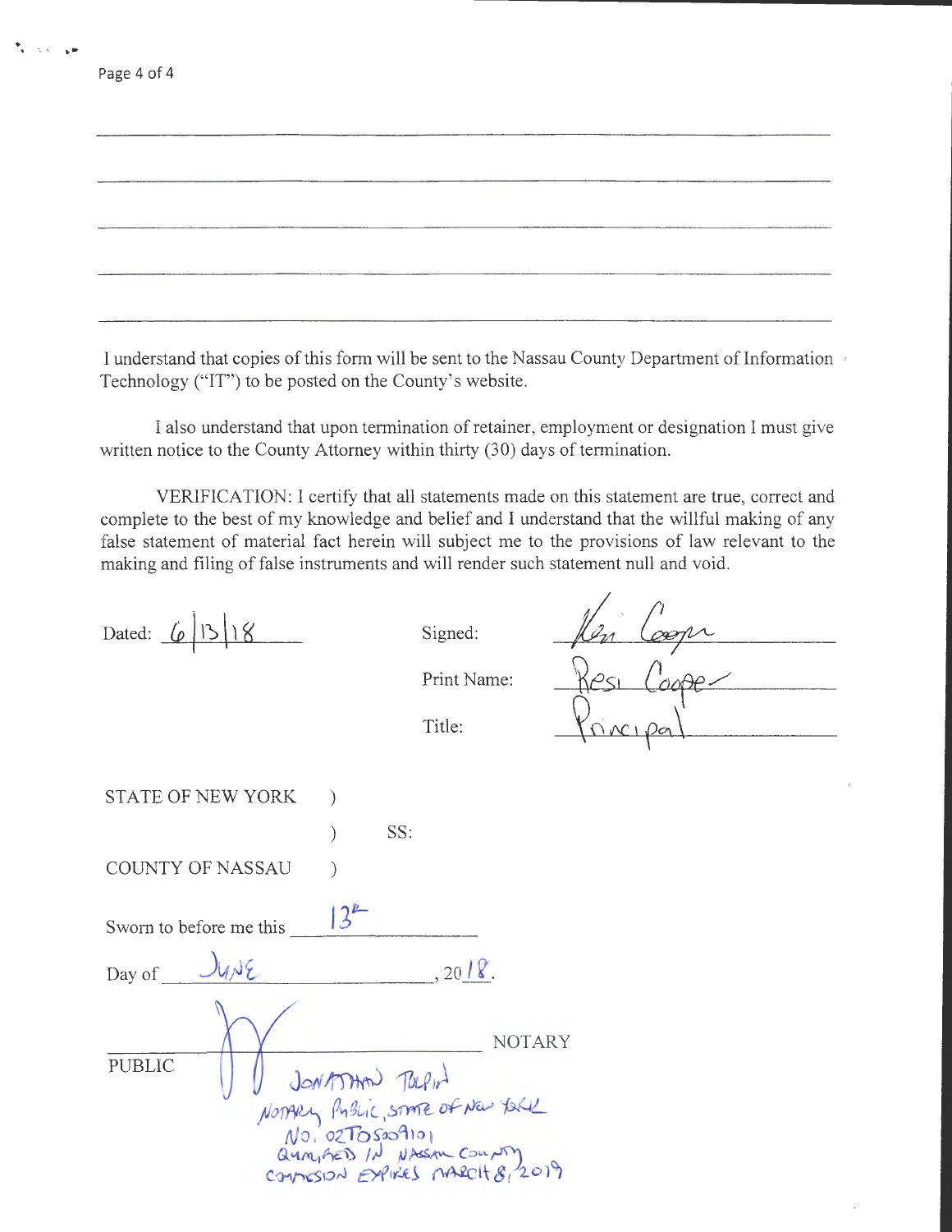I understand that copies of this form will be sent to the Nassau County Department of Information Technology ("IT") to be posted on the County's website.

I also understand that upon termination of retainer, employment or designation I must give written notice to the County Attorney within thirty (30) days of termination.

VERIFICATION: I certify that all statements made on this statement are true, correct and complete to the best of my knowledge and belief and I understand that the willful making of any false statement of material fact herein will subject me to the provisions of law relevant to the making and filing of false instruments and will render such statement null and void.

Dated: 6/13/18

Signed: Ken Cooper

Print Name: Resi Cooper

Title: Principal

STATE OF NEW YORK )
) SS:
COUNTY OF NASSAU )

Sworn to before me this 13th

Day of June, 2018.

NOTARY PUBLIC

Jonathan Tolpin
Notary Public, State of New York
No. 02TO5009101
Qualified in Nassau County
Commission Expires March 8, 2019